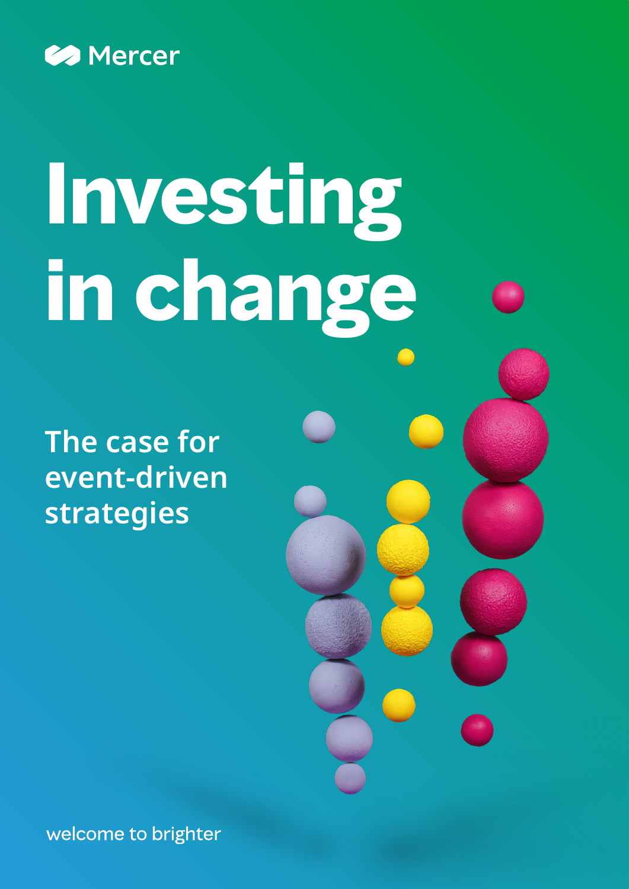Mercer

# Investing in change

## The case for event-driven strategies

welcome to brighter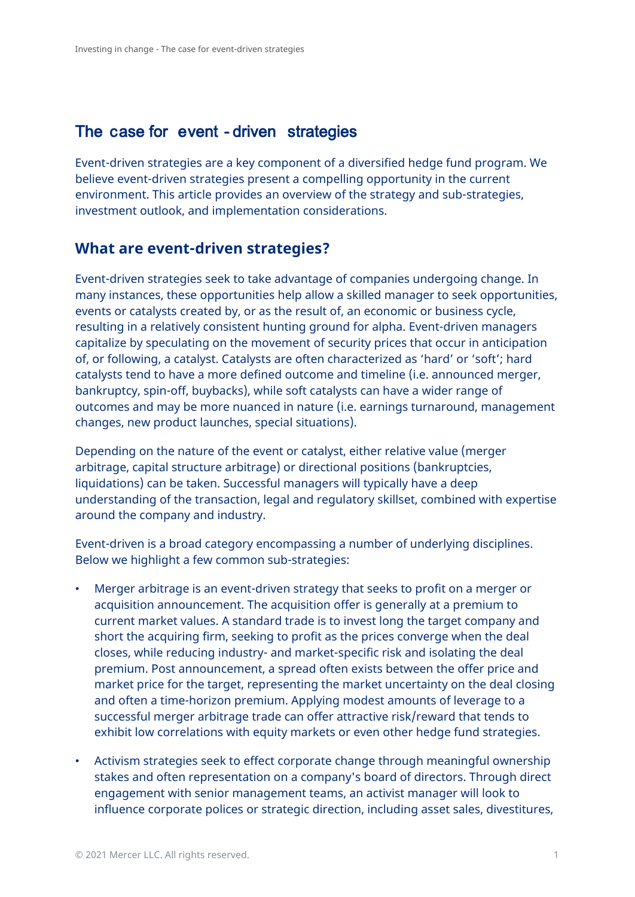## The case for event-driven strategies

Event-driven strategies are a key component of a diversified hedge fund program. We believe event-driven strategies present a compelling opportunity in the current environment. This article provides an overview of the strategy and sub-strategies, investment outlook, and implementation considerations.

## What are event-driven strategies?

Event-driven strategies seek to take advantage of companies undergoing change. In many instances, these opportunities help allow a skilled manager to seek opportunities, events or catalysts created by, or as the result of, an economic or business cycle, resulting in a relatively consistent hunting ground for alpha. Event-driven managers capitalize by speculating on the movement of security prices that occur in anticipation of, or following, a catalyst. Catalysts are often characterized as 'hard' or 'soft'; hard catalysts tend to have a more defined outcome and timeline (i.e. announced merger, bankruptcy, spin-off, buybacks), while soft catalysts can have a wider range of outcomes and may be more nuanced in nature (i.e. earnings turnaround, management changes, new product launches, special situations).

Depending on the nature of the event or catalyst, either relative value (merger arbitrage, capital structure arbitrage) or directional positions (bankruptcies, liquidations) can be taken. Successful managers will typically have a deep understanding of the transaction, legal and regulatory skillset, combined with expertise around the company and industry.

Event-driven is a broad category encompassing a number of underlying disciplines. Below we highlight a few common sub-strategies:

- Merger arbitrage is an event-driven strategy that seeks to profit on a merger or acquisition announcement. The acquisition offer is generally at a premium to current market values. A standard trade is to invest long the target company and short the acquiring firm, seeking to profit as the prices converge when the deal closes, while reducing industry- and market-specific risk and isolating the deal premium. Post announcement, a spread often exists between the offer price and market price for the target, representing the market uncertainty on the deal closing and often a time-horizon premium. Applying modest amounts of leverage to a successful merger arbitrage trade can offer attractive risk/reward that tends to exhibit low correlations with equity markets or even other hedge fund strategies.
- Activism strategies seek to effect corporate change through meaningful ownership stakes and often representation on a company's board of directors. Through direct engagement with senior management teams, an activist manager will look to influence corporate polices or strategic direction, including asset sales, divestitures,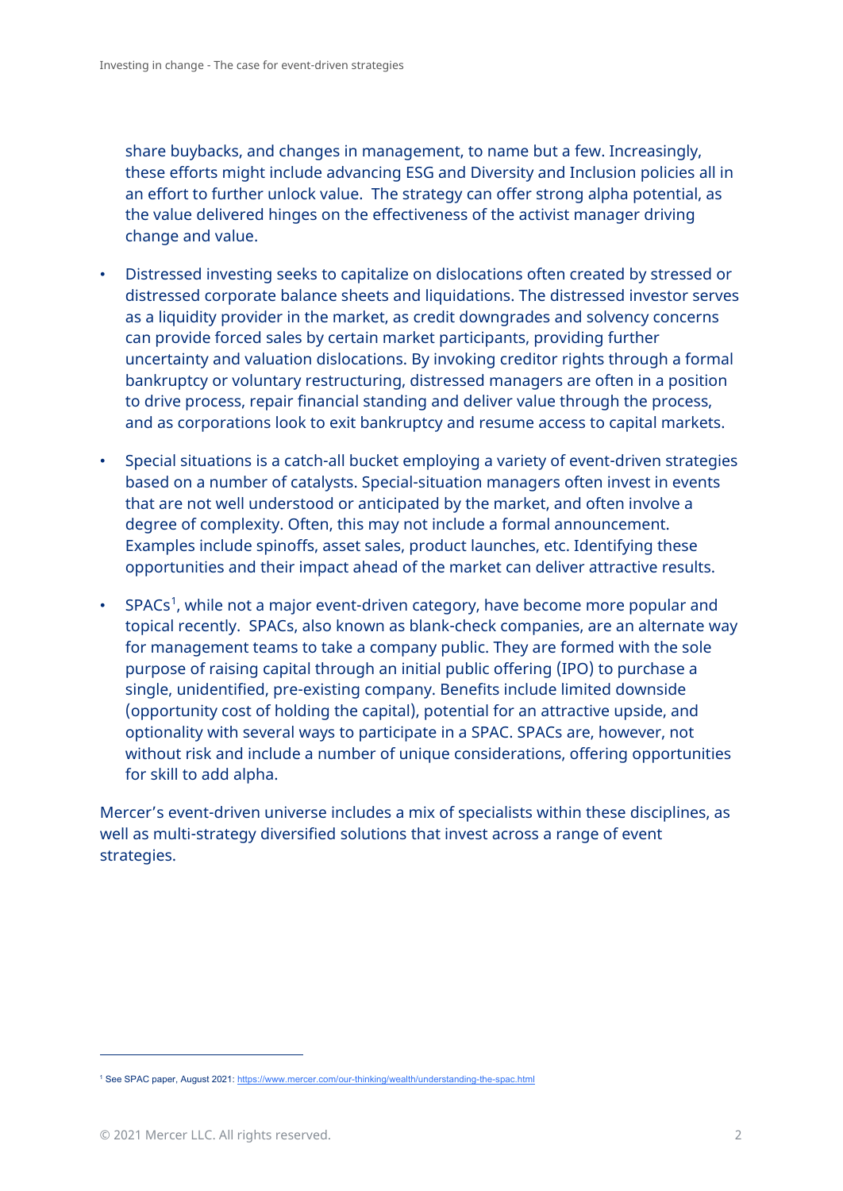share buybacks, and changes in management, to name but a few. Increasingly, these efforts might include advancing ESG and Diversity and Inclusion policies all in an effort to further unlock value. The strategy can offer strong alpha potential, as the value delivered hinges on the effectiveness of the activist manager driving change and value.

- Distressed investing seeks to capitalize on dislocations often created by stressed or distressed corporate balance sheets and liquidations. The distressed investor serves as a liquidity provider in the market, as credit downgrades and solvency concerns can provide forced sales by certain market participants, providing further uncertainty and valuation dislocations. By invoking creditor rights through a formal bankruptcy or voluntary restructuring, distressed managers are often in a position to drive process, repair financial standing and deliver value through the process, and as corporations look to exit bankruptcy and resume access to capital markets.

- Special situations is a catch-all bucket employing a variety of event-driven strategies based on a number of catalysts. Special-situation managers often invest in events that are not well understood or anticipated by the market, and often involve a degree of complexity. Often, this may not include a formal announcement. Examples include spinoffs, asset sales, product launches, etc. Identifying these opportunities and their impact ahead of the market can deliver attractive results.

- SPACs[1], while not a major event-driven category, have become more popular and topical recently. SPACs, also known as blank-check companies, are an alternate way for management teams to take a company public. They are formed with the sole purpose of raising capital through an initial public offering (IPO) to purchase a single, unidentified, pre-existing company. Benefits include limited downside (opportunity cost of holding the capital), potential for an attractive upside, and optionality with several ways to participate in a SPAC. SPACs are, however, not without risk and include a number of unique considerations, offering opportunities for skill to add alpha.

Mercer's event-driven universe includes a mix of specialists within these disciplines, as well as multi-strategy diversified solutions that invest across a range of event strategies.

[1] See SPAC paper, August 2021: https://www.mercer.com/our-thinking/wealth/understanding-the-spac.html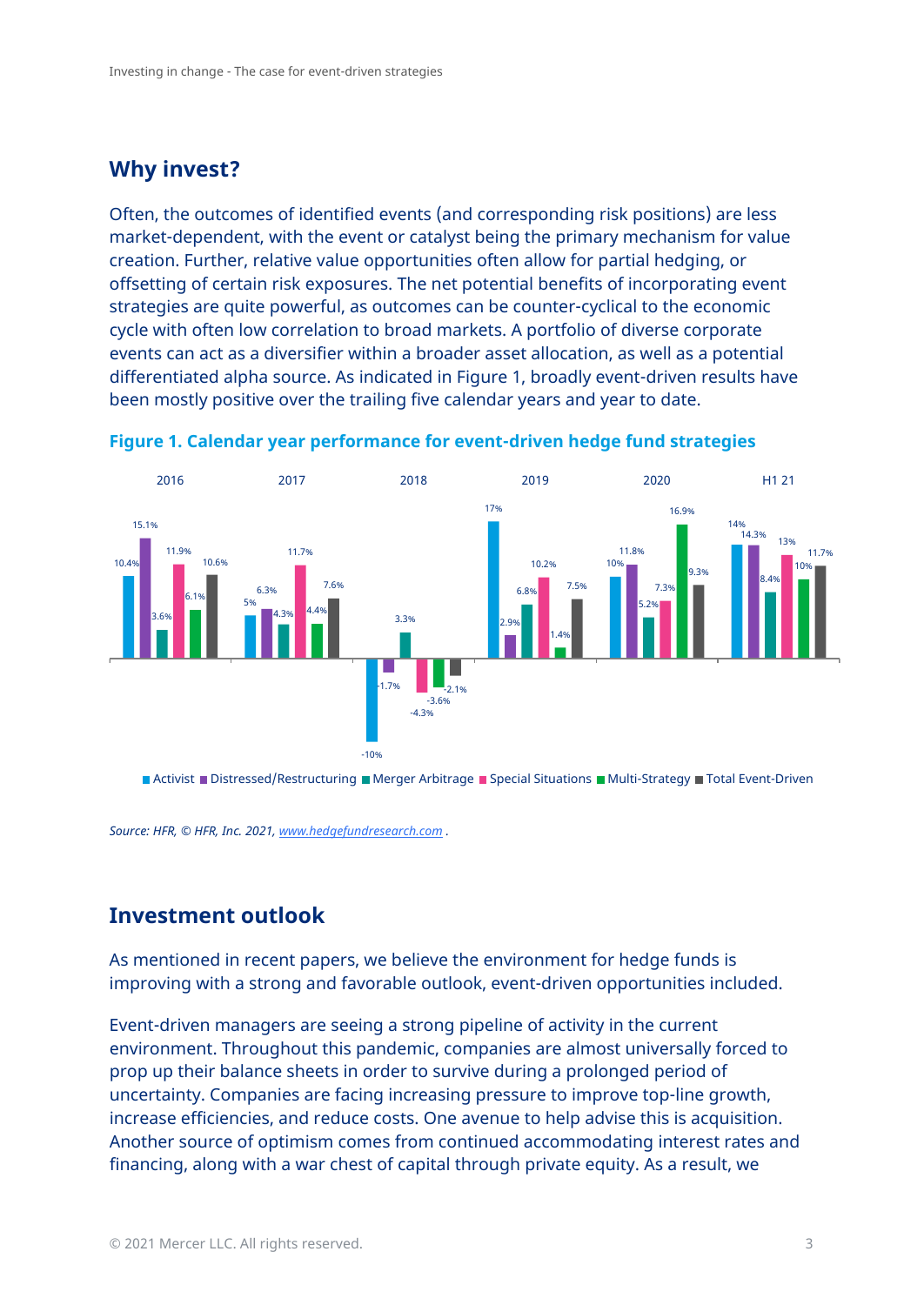## Why invest?

Often, the outcomes of identified events (and corresponding risk positions) are less market-dependent, with the event or catalyst being the primary mechanism for value creation. Further, relative value opportunities often allow for partial hedging, or offsetting of certain risk exposures. The net potential benefits of incorporating event strategies are quite powerful, as outcomes can be counter-cyclical to the economic cycle with often low correlation to broad markets. A portfolio of diverse corporate events can act as a diversifier within a broader asset allocation, as well as a potential differentiated alpha source. As indicated in Figure 1, broadly event-driven results have been mostly positive over the trailing five calendar years and year to date.

**Figure 1. Calendar year performance for event-driven hedge fund strategies**

| | 2016 | 2017 | 2018 | 2019 | 2020 | H1 21 |
|---|---|---|---|---|---|---|
| Activist | 10.4% | 5% | -10% | 17% | 10% | 14% |
| Distressed/Restructuring | 15.1% | 6.3% | -1.7% | 2.9% | 11.8% | 14.3% |
| Merger Arbitrage | 3.6% | 4.3% | 3.3% | 6.8% | 5.2% | 8.4% |
| Special Situations | 11.9% | 11.7% | -4.3% | 10.2% | 7.3% | 13% |
| Multi-Strategy | 6.1% | 4.4% | -3.6% | 1.4% | 16.9% | 10% |
| Total Event-Driven | 10.6% | 7.6% | -2.1% | 7.5% | 9.3% | 11.7% |

*Source: HFR, © HFR, Inc. 2021, www.hedgefundresearch.com .*

## Investment outlook

As mentioned in recent papers, we believe the environment for hedge funds is improving with a strong and favorable outlook, event-driven opportunities included.

Event-driven managers are seeing a strong pipeline of activity in the current environment. Throughout this pandemic, companies are almost universally forced to prop up their balance sheets in order to survive during a prolonged period of uncertainty. Companies are facing increasing pressure to improve top-line growth, increase efficiencies, and reduce costs. One avenue to help advise this is acquisition. Another source of optimism comes from continued accommodating interest rates and financing, along with a war chest of capital through private equity. As a result, we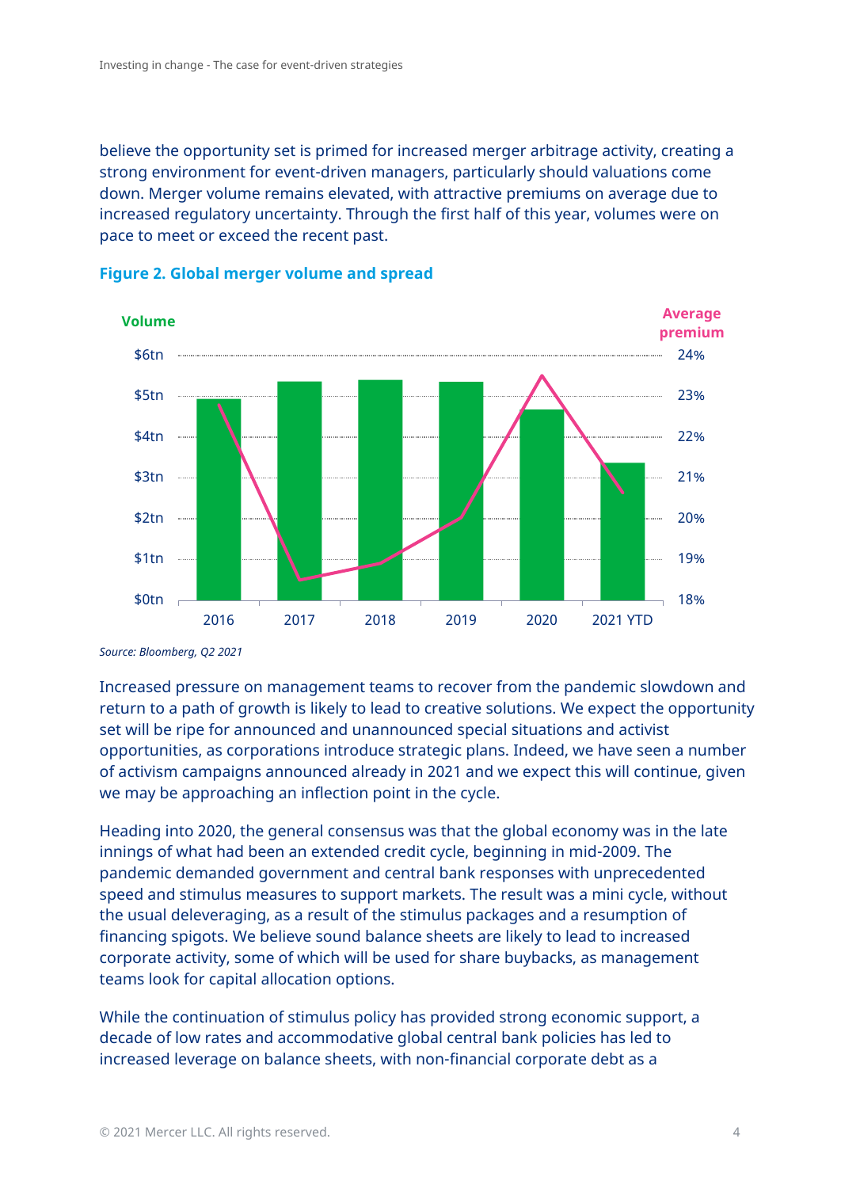believe the opportunity set is primed for increased merger arbitrage activity, creating a strong environment for event-driven managers, particularly should valuations come down. Merger volume remains elevated, with attractive premiums on average due to increased regulatory uncertainty. Through the first half of this year, volumes were on pace to meet or exceed the recent past.

**Figure 2. Global merger volume and spread**

*Source: Bloomberg, Q2 2021*

Increased pressure on management teams to recover from the pandemic slowdown and return to a path of growth is likely to lead to creative solutions. We expect the opportunity set will be ripe for announced and unannounced special situations and activist opportunities, as corporations introduce strategic plans. Indeed, we have seen a number of activism campaigns announced already in 2021 and we expect this will continue, given we may be approaching an inflection point in the cycle.

Heading into 2020, the general consensus was that the global economy was in the late innings of what had been an extended credit cycle, beginning in mid-2009. The pandemic demanded government and central bank responses with unprecedented speed and stimulus measures to support markets. The result was a mini cycle, without the usual deleveraging, as a result of the stimulus packages and a resumption of financing spigots. We believe sound balance sheets are likely to lead to increased corporate activity, some of which will be used for share buybacks, as management teams look for capital allocation options.

While the continuation of stimulus policy has provided strong economic support, a decade of low rates and accommodative global central bank policies has led to increased leverage on balance sheets, with non-financial corporate debt as a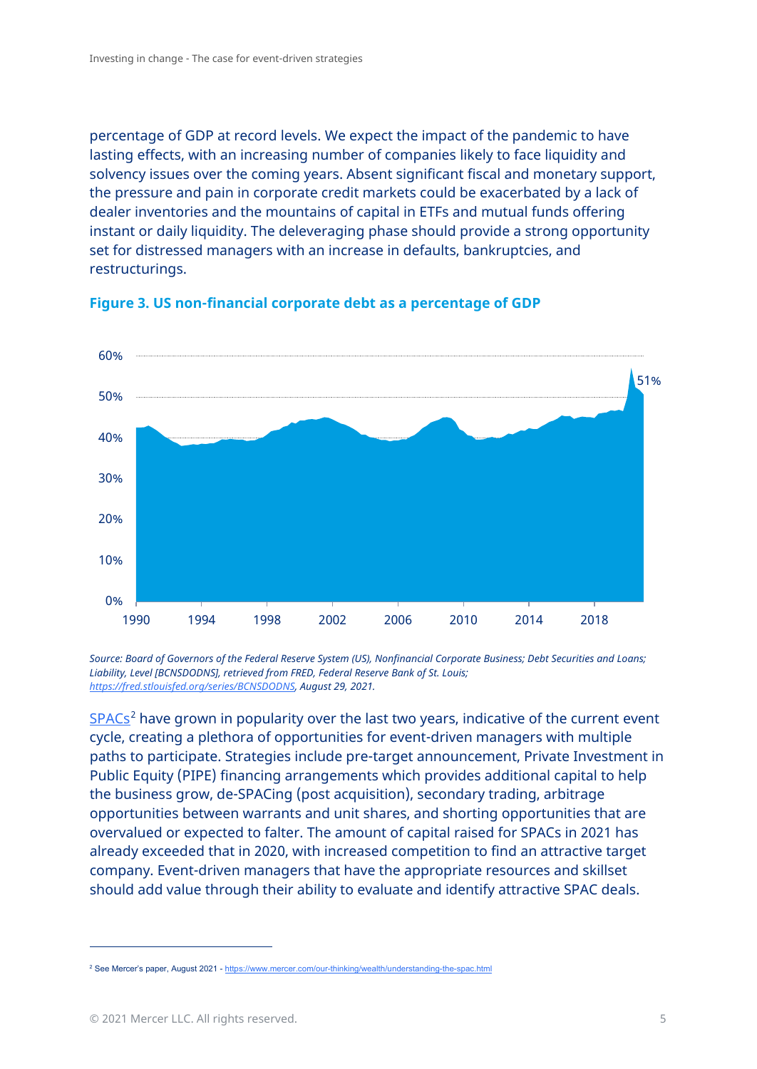percentage of GDP at record levels. We expect the impact of the pandemic to have lasting effects, with an increasing number of companies likely to face liquidity and solvency issues over the coming years. Absent significant fiscal and monetary support, the pressure and pain in corporate credit markets could be exacerbated by a lack of dealer inventories and the mountains of capital in ETFs and mutual funds offering instant or daily liquidity. The deleveraging phase should provide a strong opportunity set for distressed managers with an increase in defaults, bankruptcies, and restructurings.

**Figure 3. US non-financial corporate debt as a percentage of GDP**

*Source: Board of Governors of the Federal Reserve System (US), Nonfinancial Corporate Business; Debt Securities and Loans; Liability, Level [BCNSDODNS], retrieved from FRED, Federal Reserve Bank of St. Louis; https://fred.stlouisfed.org/series/BCNSDODNS, August 29, 2021.*

SPACs[2] have grown in popularity over the last two years, indicative of the current event cycle, creating a plethora of opportunities for event-driven managers with multiple paths to participate. Strategies include pre-target announcement, Private Investment in Public Equity (PIPE) financing arrangements which provides additional capital to help the business grow, de-SPACing (post acquisition), secondary trading, arbitrage opportunities between warrants and unit shares, and shorting opportunities that are overvalued or expected to falter. The amount of capital raised for SPACs in 2021 has already exceeded that in 2020, with increased competition to find an attractive target company. Event-driven managers that have the appropriate resources and skillset should add value through their ability to evaluate and identify attractive SPAC deals.

[2] See Mercer's paper, August 2021 - https://www.mercer.com/our-thinking/wealth/understanding-the-spac.html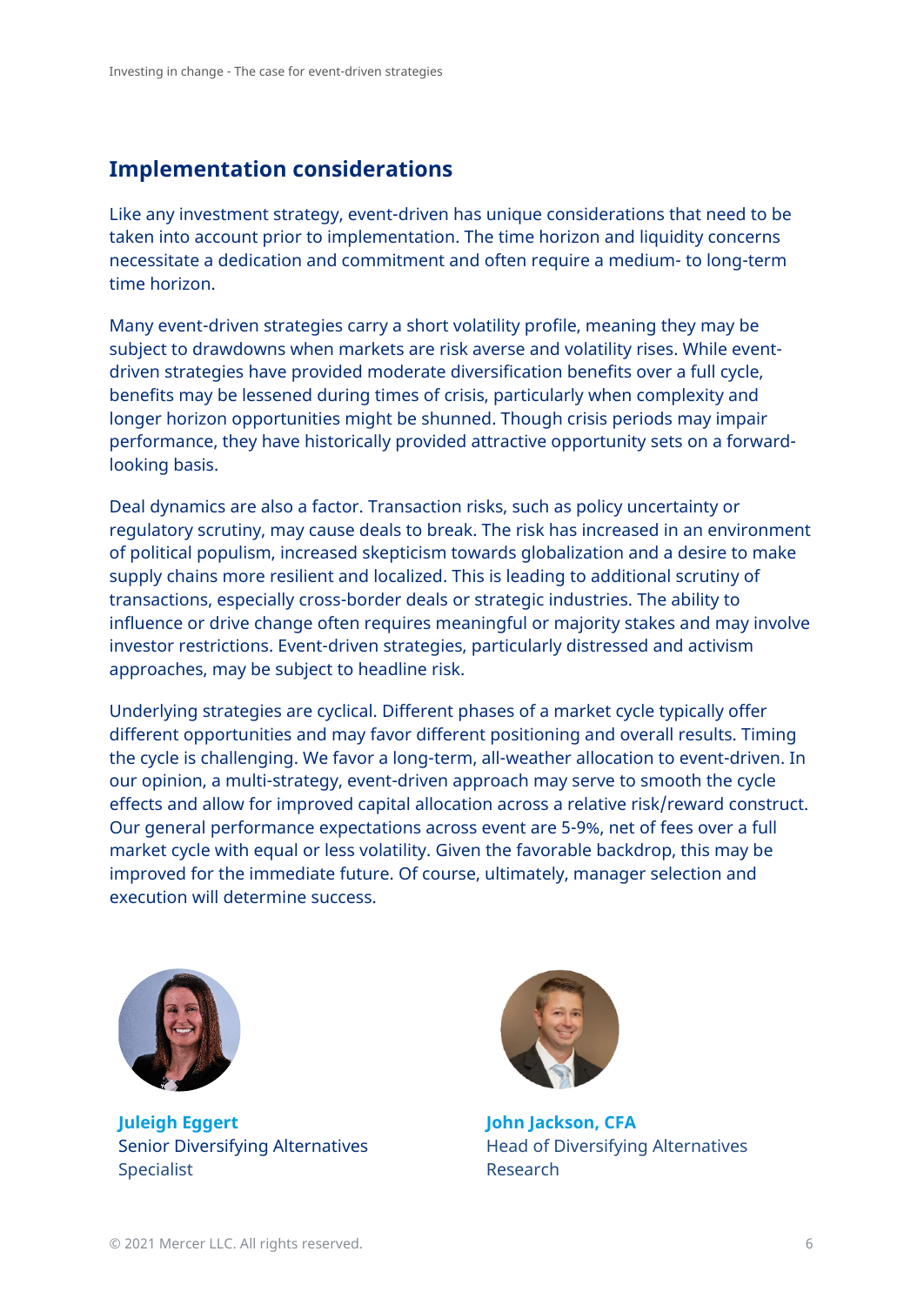## Implementation considerations

Like any investment strategy, event-driven has unique considerations that need to be taken into account prior to implementation. The time horizon and liquidity concerns necessitate a dedication and commitment and often require a medium- to long-term time horizon.

Many event-driven strategies carry a short volatility profile, meaning they may be subject to drawdowns when markets are risk averse and volatility rises. While event-driven strategies have provided moderate diversification benefits over a full cycle, benefits may be lessened during times of crisis, particularly when complexity and longer horizon opportunities might be shunned. Though crisis periods may impair performance, they have historically provided attractive opportunity sets on a forward-looking basis.

Deal dynamics are also a factor. Transaction risks, such as policy uncertainty or regulatory scrutiny, may cause deals to break. The risk has increased in an environment of political populism, increased skepticism towards globalization and a desire to make supply chains more resilient and localized. This is leading to additional scrutiny of transactions, especially cross-border deals or strategic industries. The ability to influence or drive change often requires meaningful or majority stakes and may involve investor restrictions. Event-driven strategies, particularly distressed and activism approaches, may be subject to headline risk.

Underlying strategies are cyclical. Different phases of a market cycle typically offer different opportunities and may favor different positioning and overall results. Timing the cycle is challenging. We favor a long-term, all-weather allocation to event-driven. In our opinion, a multi-strategy, event-driven approach may serve to smooth the cycle effects and allow for improved capital allocation across a relative risk/reward construct. Our general performance expectations across event are 5-9%, net of fees over a full market cycle with equal or less volatility. Given the favorable backdrop, this may be improved for the immediate future. Of course, ultimately, manager selection and execution will determine success.

**Juleigh Eggert**
Senior Diversifying Alternatives Specialist

**John Jackson, CFA**
Head of Diversifying Alternatives Research

© 2021 Mercer LLC. All rights reserved.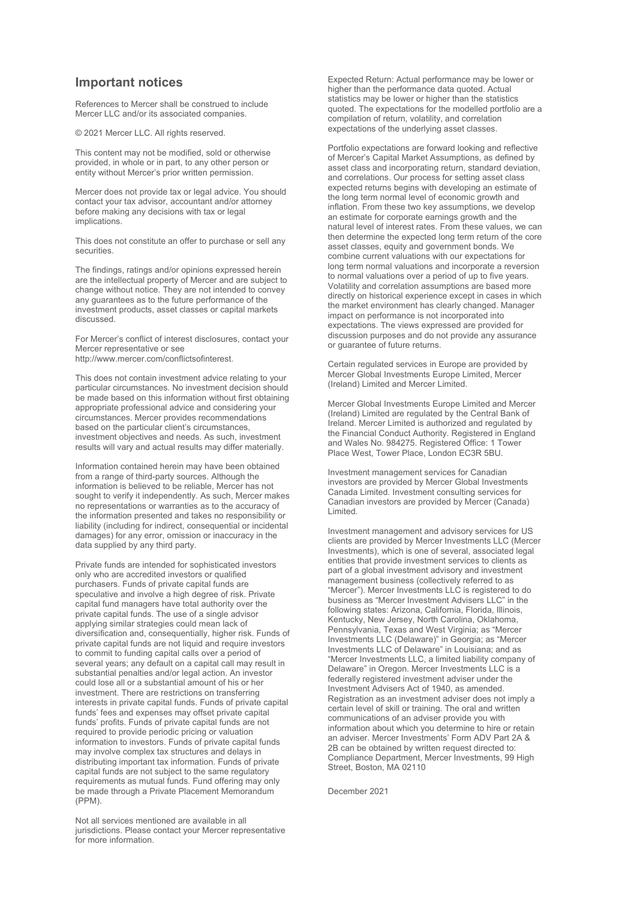## Important notices

References to Mercer shall be construed to include Mercer LLC and/or its associated companies.

© 2021 Mercer LLC. All rights reserved.

This content may not be modified, sold or otherwise provided, in whole or in part, to any other person or entity without Mercer's prior written permission.

Mercer does not provide tax or legal advice. You should contact your tax advisor, accountant and/or attorney before making any decisions with tax or legal implications.

This does not constitute an offer to purchase or sell any securities.

The findings, ratings and/or opinions expressed herein are the intellectual property of Mercer and are subject to change without notice. They are not intended to convey any guarantees as to the future performance of the investment products, asset classes or capital markets discussed.

For Mercer's conflict of interest disclosures, contact your Mercer representative or see http://www.mercer.com/conflictsofinterest.

This does not contain investment advice relating to your particular circumstances. No investment decision should be made based on this information without first obtaining appropriate professional advice and considering your circumstances. Mercer provides recommendations based on the particular client's circumstances, investment objectives and needs. As such, investment results will vary and actual results may differ materially.

Information contained herein may have been obtained from a range of third-party sources. Although the information is believed to be reliable, Mercer has not sought to verify it independently. As such, Mercer makes no representations or warranties as to the accuracy of the information presented and takes no responsibility or liability (including for indirect, consequential or incidental damages) for any error, omission or inaccuracy in the data supplied by any third party.

Private funds are intended for sophisticated investors only who are accredited investors or qualified purchasers. Funds of private capital funds are speculative and involve a high degree of risk. Private capital fund managers have total authority over the private capital funds. The use of a single advisor applying similar strategies could mean lack of diversification and, consequentially, higher risk. Funds of private capital funds are not liquid and require investors to commit to funding capital calls over a period of several years; any default on a capital call may result in substantial penalties and/or legal action. An investor could lose all or a substantial amount of his or her investment. There are restrictions on transferring interests in private capital funds. Funds of private capital funds' fees and expenses may offset private capital funds' profits. Funds of private capital funds are not required to provide periodic pricing or valuation information to investors. Funds of private capital funds may involve complex tax structures and delays in distributing important tax information. Funds of private capital funds are not subject to the same regulatory requirements as mutual funds. Fund offering may only be made through a Private Placement Memorandum (PPM).

Not all services mentioned are available in all jurisdictions. Please contact your Mercer representative for more information.

Expected Return: Actual performance may be lower or higher than the performance data quoted. Actual statistics may be lower or higher than the statistics quoted. The expectations for the modelled portfolio are a compilation of return, volatility, and correlation expectations of the underlying asset classes.

Portfolio expectations are forward looking and reflective of Mercer's Capital Market Assumptions, as defined by asset class and incorporating return, standard deviation, and correlations. Our process for setting asset class expected returns begins with developing an estimate of the long term normal level of economic growth and inflation. From these two key assumptions, we develop an estimate for corporate earnings growth and the natural level of interest rates. From these values, we can then determine the expected long term return of the core asset classes, equity and government bonds. We combine current valuations with our expectations for long term normal valuations and incorporate a reversion to normal valuations over a period of up to five years. Volatility and correlation assumptions are based more directly on historical experience except in cases in which the market environment has clearly changed. Manager impact on performance is not incorporated into expectations. The views expressed are provided for discussion purposes and do not provide any assurance or guarantee of future returns.

Certain regulated services in Europe are provided by Mercer Global Investments Europe Limited, Mercer (Ireland) Limited and Mercer Limited.

Mercer Global Investments Europe Limited and Mercer (Ireland) Limited are regulated by the Central Bank of Ireland. Mercer Limited is authorized and regulated by the Financial Conduct Authority. Registered in England and Wales No. 984275. Registered Office: 1 Tower Place West, Tower Place, London EC3R 5BU.

Investment management services for Canadian investors are provided by Mercer Global Investments Canada Limited. Investment consulting services for Canadian investors are provided by Mercer (Canada) Limited.

Investment management and advisory services for US clients are provided by Mercer Investments LLC (Mercer Investments), which is one of several, associated legal entities that provide investment services to clients as part of a global investment advisory and investment management business (collectively referred to as "Mercer"). Mercer Investments LLC is registered to do business as "Mercer Investment Advisers LLC" in the following states: Arizona, California, Florida, Illinois, Kentucky, New Jersey, North Carolina, Oklahoma, Pennsylvania, Texas and West Virginia; as "Mercer Investments LLC (Delaware)" in Georgia; as "Mercer Investments LLC of Delaware" in Louisiana; and as "Mercer Investments LLC, a limited liability company of Delaware" in Oregon. Mercer Investments LLC is a federally registered investment adviser under the Investment Advisers Act of 1940, as amended. Registration as an investment adviser does not imply a certain level of skill or training. The oral and written communications of an adviser provide you with information about which you determine to hire or retain an adviser. Mercer Investments' Form ADV Part 2A & 2B can be obtained by written request directed to: Compliance Department, Mercer Investments, 99 High Street, Boston, MA 02110

December 2021